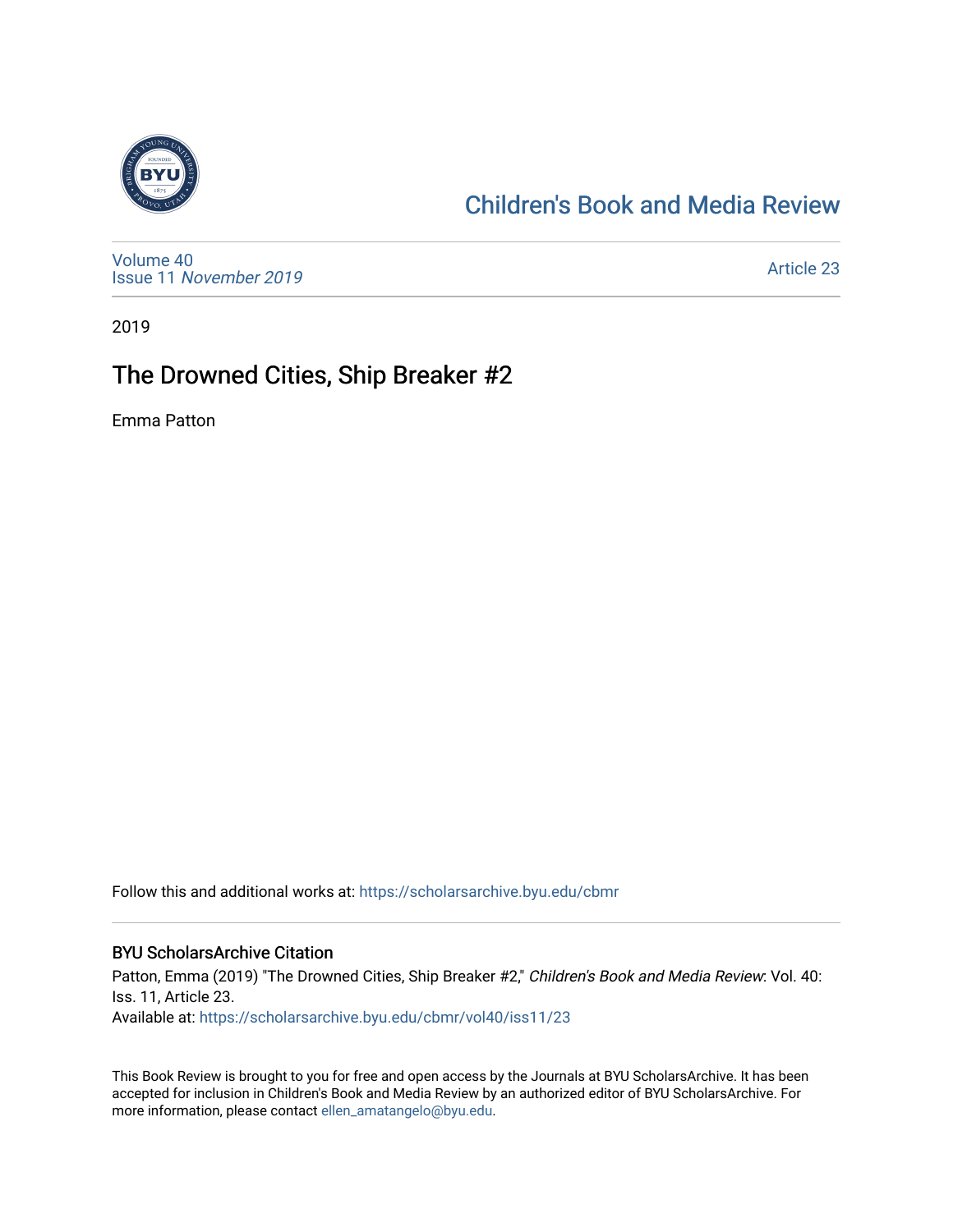Children's Book and Media Review

Volume 40
Issue 11 *November 2019*

Article 23

2019

# The Drowned Cities, Ship Breaker #2

Emma Patton

Follow this and additional works at: https://scholarsarchive.byu.edu/cbmr

## BYU ScholarsArchive Citation

Patton, Emma (2019) "The Drowned Cities, Ship Breaker #2," *Children's Book and Media Review*: Vol. 40: Iss. 11, Article 23.
Available at: https://scholarsarchive.byu.edu/cbmr/vol40/iss11/23

This Book Review is brought to you for free and open access by the Journals at BYU ScholarsArchive. It has been accepted for inclusion in Children's Book and Media Review by an authorized editor of BYU ScholarsArchive. For more information, please contact ellen_amatangelo@byu.edu.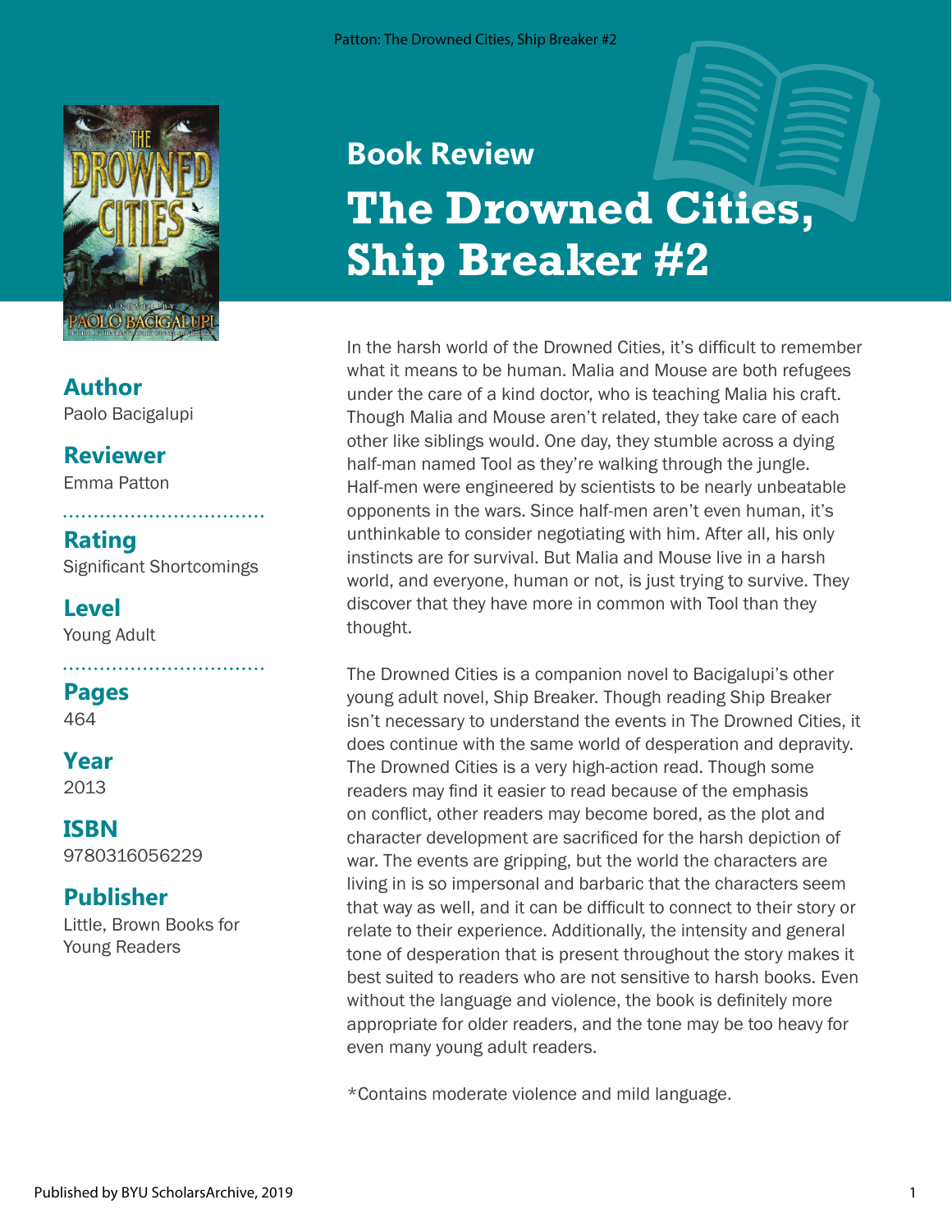## Book Review

# The Drowned Cities, Ship Breaker #2

**Author**
Paolo Bacigalupi

**Reviewer**
Emma Patton

**Rating**
Significant Shortcomings

**Level**
Young Adult

**Pages**
464

**Year**
2013

**ISBN**
9780316056229

**Publisher**
Little, Brown Books for Young Readers

In the harsh world of the Drowned Cities, it's difficult to remember what it means to be human. Malia and Mouse are both refugees under the care of a kind doctor, who is teaching Malia his craft. Though Malia and Mouse aren't related, they take care of each other like siblings would. One day, they stumble across a dying half-man named Tool as they're walking through the jungle. Half-men were engineered by scientists to be nearly unbeatable opponents in the wars. Since half-men aren't even human, it's unthinkable to consider negotiating with him. After all, his only instincts are for survival. But Malia and Mouse live in a harsh world, and everyone, human or not, is just trying to survive. They discover that they have more in common with Tool than they thought.

The Drowned Cities is a companion novel to Bacigalupi's other young adult novel, Ship Breaker. Though reading Ship Breaker isn't necessary to understand the events in The Drowned Cities, it does continue with the same world of desperation and depravity. The Drowned Cities is a very high-action read. Though some readers may find it easier to read because of the emphasis on conflict, other readers may become bored, as the plot and character development are sacrificed for the harsh depiction of war. The events are gripping, but the world the characters are living in is so impersonal and barbaric that the characters seem that way as well, and it can be difficult to connect to their story or relate to their experience. Additionally, the intensity and general tone of desperation that is present throughout the story makes it best suited to readers who are not sensitive to harsh books. Even without the language and violence, the book is definitely more appropriate for older readers, and the tone may be too heavy for even many young adult readers.

*Contains moderate violence and mild language.